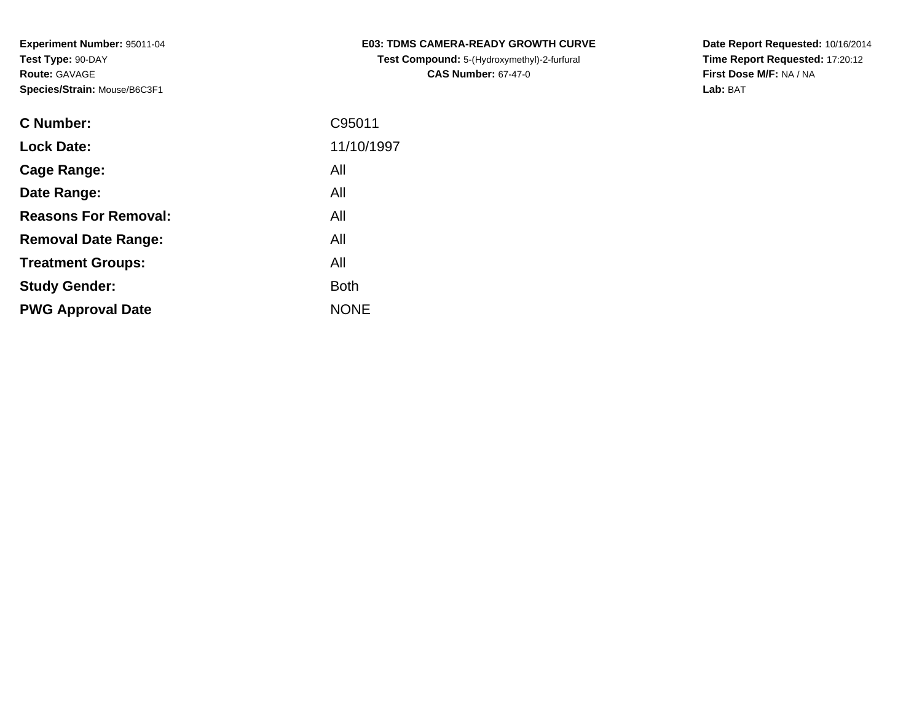**Experiment Number:** 95011-04
**Test Type:** 90-DAY
**Route:** GAVAGE
**Species/Strain:** Mouse/B6C3F1

**E03: TDMS CAMERA-READY GROWTH CURVE**
**Test Compound:** 5-(Hydroxymethyl)-2-furfural
**CAS Number:** 67-47-0

**Date Report Requested:** 10/16/2014
**Time Report Requested:** 17:20:12
**First Dose M/F:** NA / NA
**Lab:** BAT

| | |
|---|---|
| **C Number:** | C95011 |
| **Lock Date:** | 11/10/1997 |
| **Cage Range:** | All |
| **Date Range:** | All |
| **Reasons For Removal:** | All |
| **Removal Date Range:** | All |
| **Treatment Groups:** | All |
| **Study Gender:** | Both |
| **PWG Approval Date** | NONE |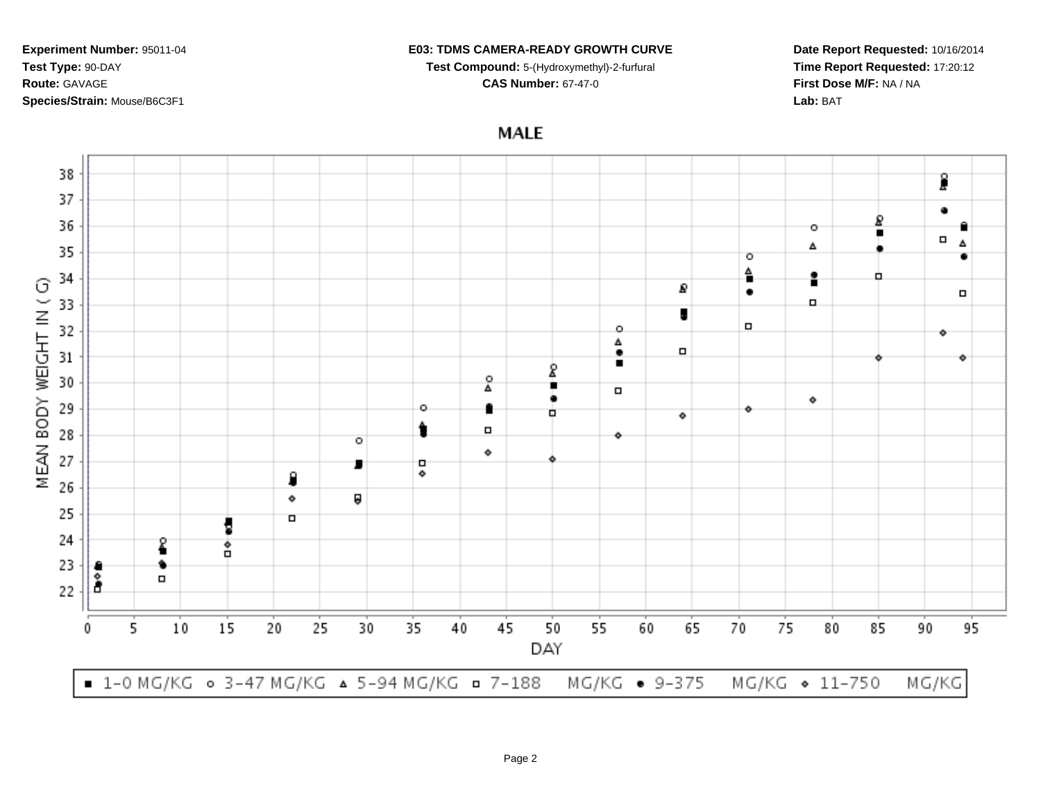**Experiment Number:** 95011-04
**Test Type:** 90-DAY
**Route:** GAVAGE
**Species/Strain:** Mouse/B6C3F1

**E03: TDMS CAMERA-READY GROWTH CURVE**
**Test Compound:** 5-(Hydroxymethyl)-2-furfural
**CAS Number:** 67-47-0

**Date Report Requested:** 10/16/2014
**Time Report Requested:** 17:20:12
**First Dose M/F:** NA / NA
**Lab:** BAT

MALE

MEAN BODY WEIGHT IN ( G)

DAY

■ 1-0 MG/KG ○ 3-47 MG/KG △ 5-94 MG/KG □ 7-188 MG/KG ● 9-375 MG/KG ◇ 11-750 MG/KG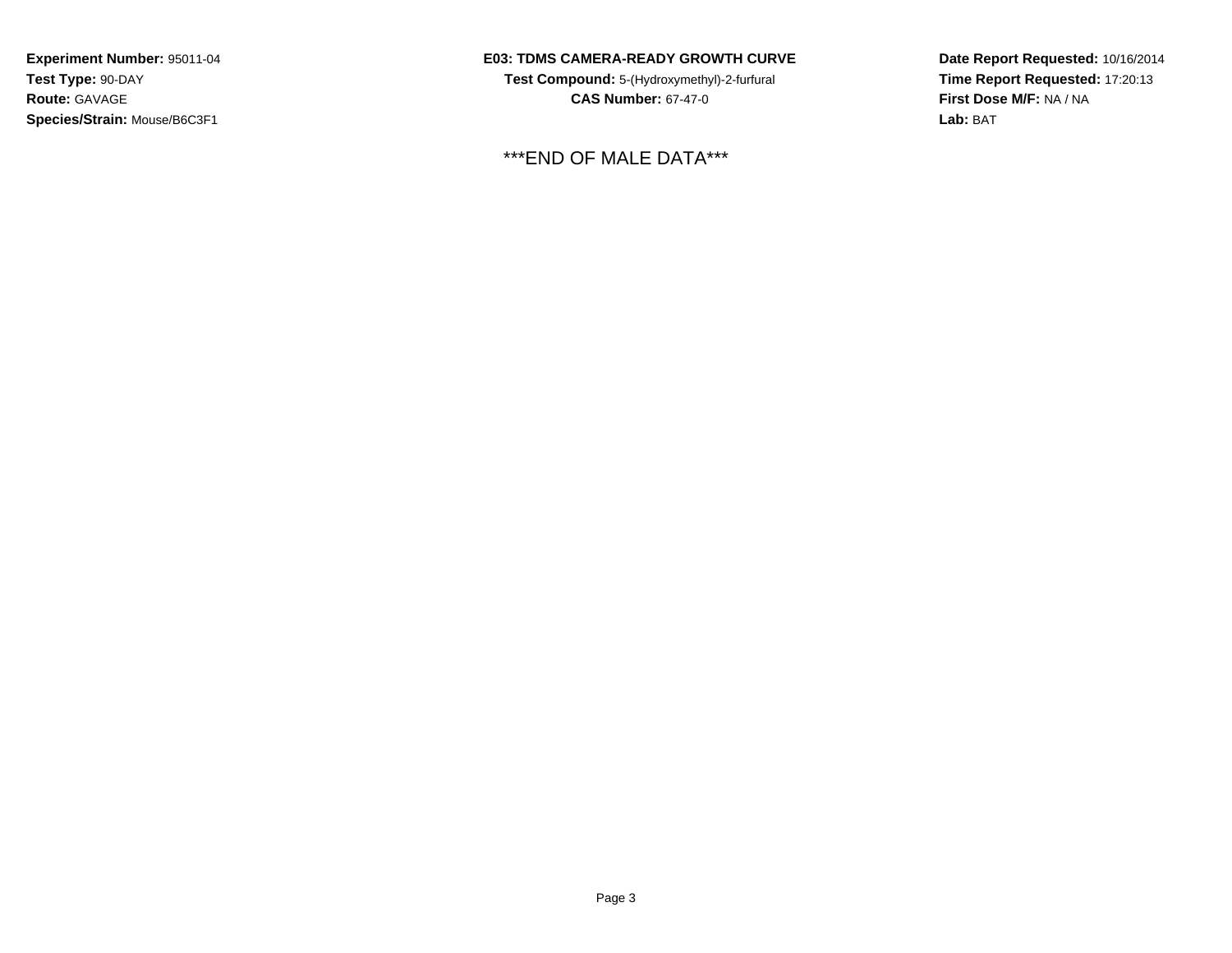**Experiment Number:** 95011-04
**Test Type:** 90-DAY
**Route:** GAVAGE
**Species/Strain:** Mouse/B6C3F1

**E03: TDMS CAMERA-READY GROWTH CURVE**
**Test Compound:** 5-(Hydroxymethyl)-2-furfural
**CAS Number:** 67-47-0

**Date Report Requested:** 10/16/2014
**Time Report Requested:** 17:20:13
**First Dose M/F:** NA / NA
**Lab:** BAT

***END OF MALE DATA***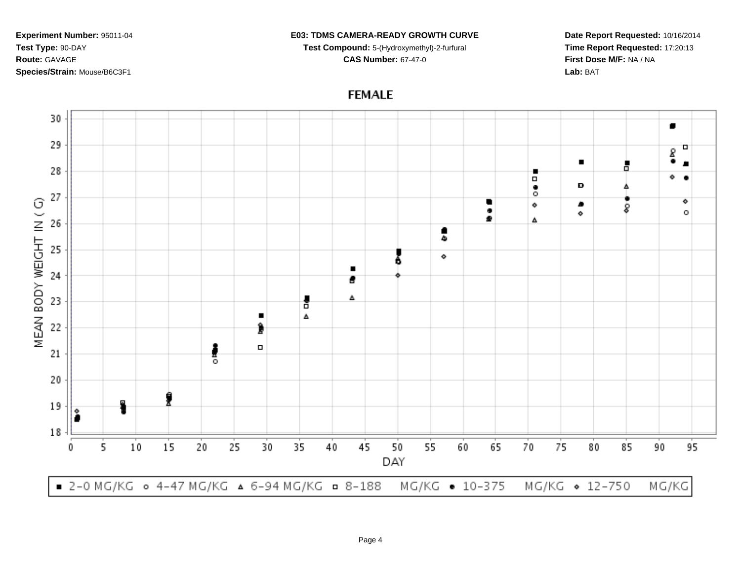**Experiment Number:** 95011-04
**Test Type:** 90-DAY
**Route:** GAVAGE
**Species/Strain:** Mouse/B6C3F1

**E03: TDMS CAMERA-READY GROWTH CURVE**
**Test Compound:** 5-(Hydroxymethyl)-2-furfural
**CAS Number:** 67-47-0

**Date Report Requested:** 10/16/2014
**Time Report Requested:** 17:20:13
**First Dose M/F:** NA / NA
**Lab:** BAT

## FEMALE

MEAN BODY WEIGHT IN ( G)

DAY

■ 2-0 MG/KG ○ 4-47 MG/KG △ 6-94 MG/KG □ 8-188 MG/KG ● 10-375 MG/KG ◇ 12-750 MG/KG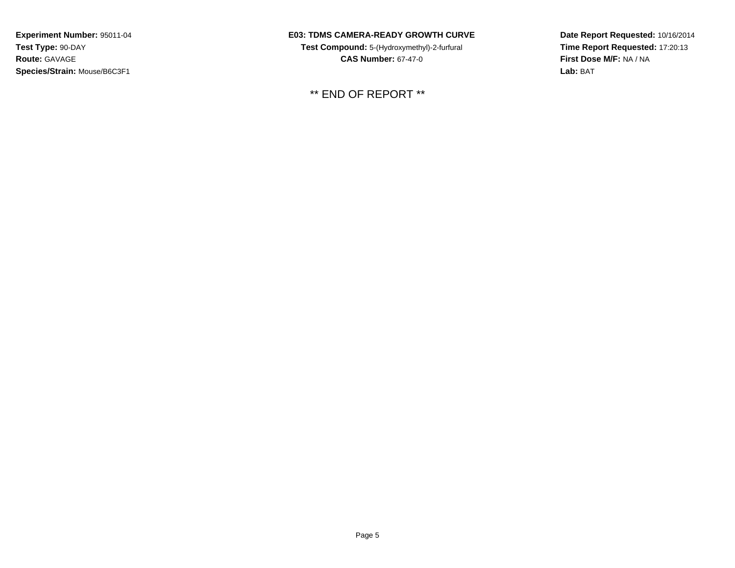**Experiment Number:** 95011-04
**Test Type:** 90-DAY
**Route:** GAVAGE
**Species/Strain:** Mouse/B6C3F1

**E03: TDMS CAMERA-READY GROWTH CURVE**
**Test Compound:** 5-(Hydroxymethyl)-2-furfural
**CAS Number:** 67-47-0

**Date Report Requested:** 10/16/2014
**Time Report Requested:** 17:20:13
**First Dose M/F:** NA / NA
**Lab:** BAT

** END OF REPORT **